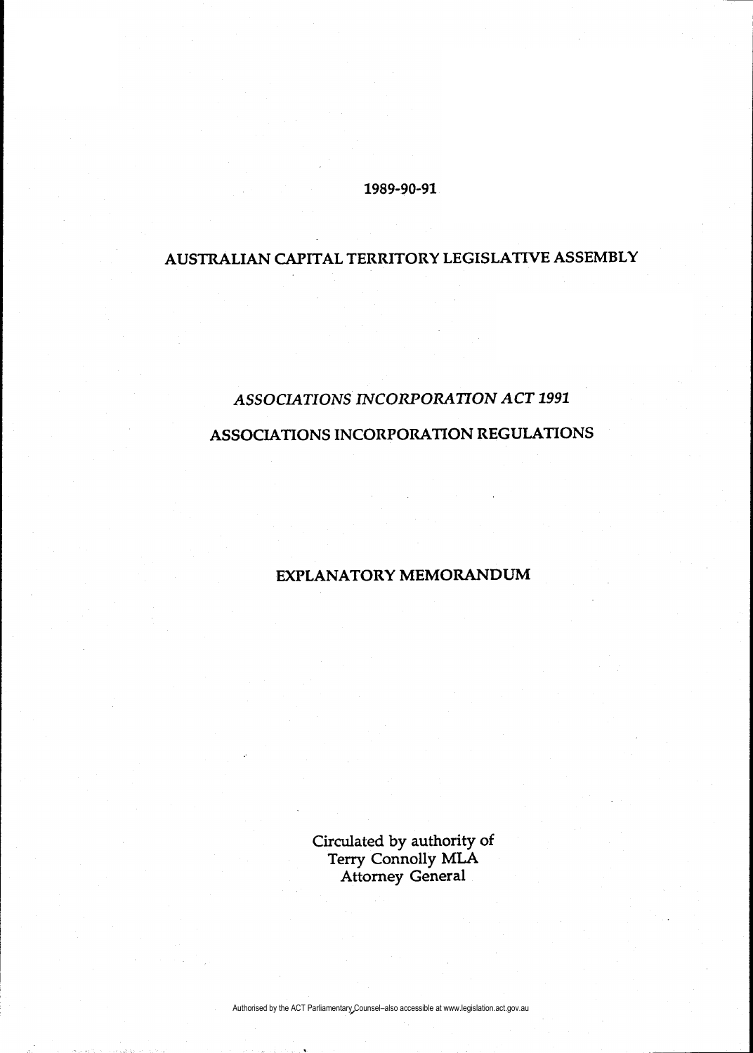1989-90-91

# AUSTRALIAN CAPITAL TERRITORY LEGISLATIVE ASSEMBLY

## *ASSOCIATIONS INCORPORATION ACT 1991*

## ASSOCIATIONS INCORPORATION REGULATIONS

## EXPLANATORY MEMORANDUM

Circulated by authority of
Terry Connolly MLA
Attorney General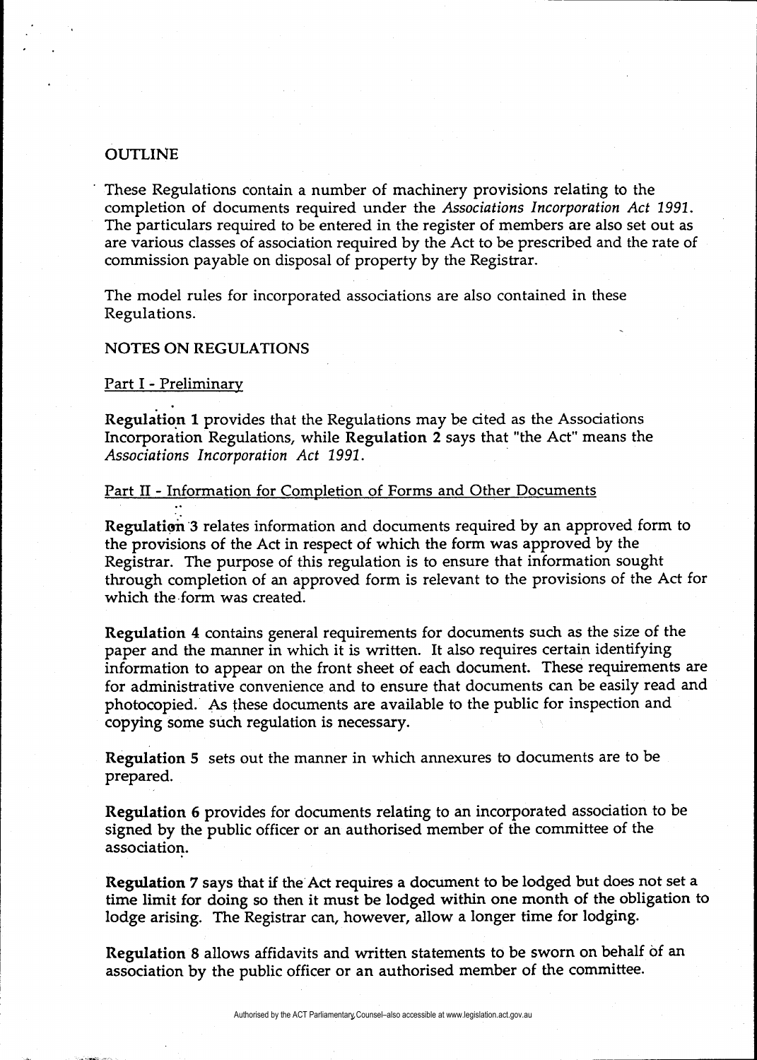## OUTLINE

These Regulations contain a number of machinery provisions relating to the completion of documents required under the *Associations Incorporation Act 1991*. The particulars required to be entered in the register of members are also set out as are various classes of association required by the Act to be prescribed and the rate of commission payable on disposal of property by the Registrar.

The model rules for incorporated associations are also contained in these Regulations.

## NOTES ON REGULATIONS

### Part I - Preliminary

**Regulation 1** provides that the Regulations may be cited as the Associations Incorporation Regulations, while **Regulation 2** says that "the Act" means the *Associations Incorporation Act 1991*.

### Part II - Information for Completion of Forms and Other Documents

**Regulation 3** relates information and documents required by an approved form to the provisions of the Act in respect of which the form was approved by the Registrar. The purpose of this regulation is to ensure that information sought through completion of an approved form is relevant to the provisions of the Act for which the form was created.

**Regulation 4** contains general requirements for documents such as the size of the paper and the manner in which it is written. It also requires certain identifying information to appear on the front sheet of each document. These requirements are for administrative convenience and to ensure that documents can be easily read and photocopied. As these documents are available to the public for inspection and copying some such regulation is necessary.

**Regulation 5** sets out the manner in which annexures to documents are to be prepared.

**Regulation 6** provides for documents relating to an incorporated association to be signed by the public officer or an authorised member of the committee of the association.

**Regulation 7** says that if the Act requires a document to be lodged but does not set a time limit for doing so then it must be lodged within one month of the obligation to lodge arising. The Registrar can, however, allow a longer time for lodging.

**Regulation 8** allows affidavits and written statements to be sworn on behalf of an association by the public officer or an authorised member of the committee.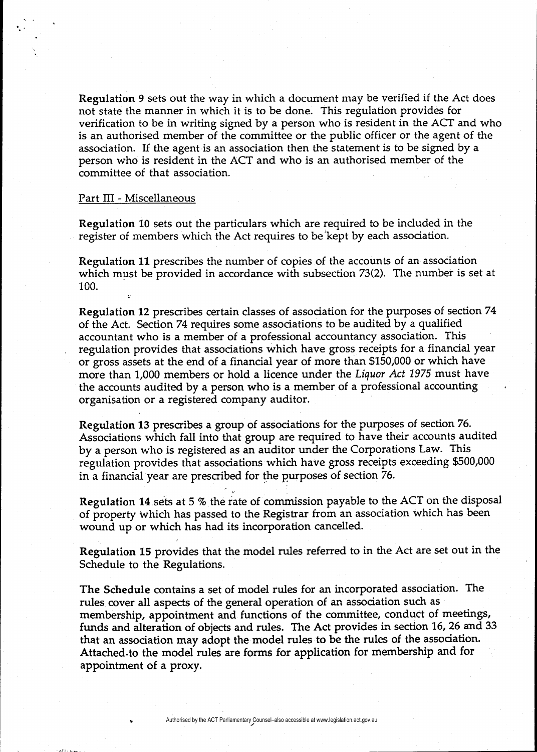**Regulation 9** sets out the way in which a document may be verified if the Act does not state the manner in which it is to be done. This regulation provides for verification to be in writing signed by a person who is resident in the ACT and who is an authorised member of the committee or the public officer or the agent of the association. If the agent is an association then the statement is to be signed by a person who is resident in the ACT and who is an authorised member of the committee of that association.

## Part III - Miscellaneous

**Regulation 10** sets out the particulars which are required to be included in the register of members which the Act requires to be kept by each association.

**Regulation 11** prescribes the number of copies of the accounts of an association which must be provided in accordance with subsection 73(2). The number is set at 100.

**Regulation 12** prescribes certain classes of association for the purposes of section 74 of the Act. Section 74 requires some associations to be audited by a qualified accountant who is a member of a professional accountancy association. This regulation provides that associations which have gross receipts for a financial year or gross assets at the end of a financial year of more than $150,000 or which have more than 1,000 members or hold a licence under the *Liquor Act 1975* must have the accounts audited by a person who is a member of a professional accounting organisation or a registered company auditor.

**Regulation 13** prescribes a group of associations for the purposes of section 76. Associations which fall into that group are required to have their accounts audited by a person who is registered as an auditor under the Corporations Law. This regulation provides that associations which have gross receipts exceeding $500,000 in a financial year are prescribed for the purposes of section 76.

**Regulation 14** sets at 5 % the rate of commission payable to the ACT on the disposal of property which has passed to the Registrar from an association which has been wound up or which has had its incorporation cancelled.

**Regulation 15** provides that the model rules referred to in the Act are set out in the Schedule to the Regulations.

**The Schedule** contains a set of model rules for an incorporated association. The rules cover all aspects of the general operation of an association such as membership, appointment and functions of the committee, conduct of meetings, funds and alteration of objects and rules. The Act provides in section 16, 26 and 33 that an association may adopt the model rules to be the rules of the association. Attached to the model rules are forms for application for membership and for appointment of a proxy.